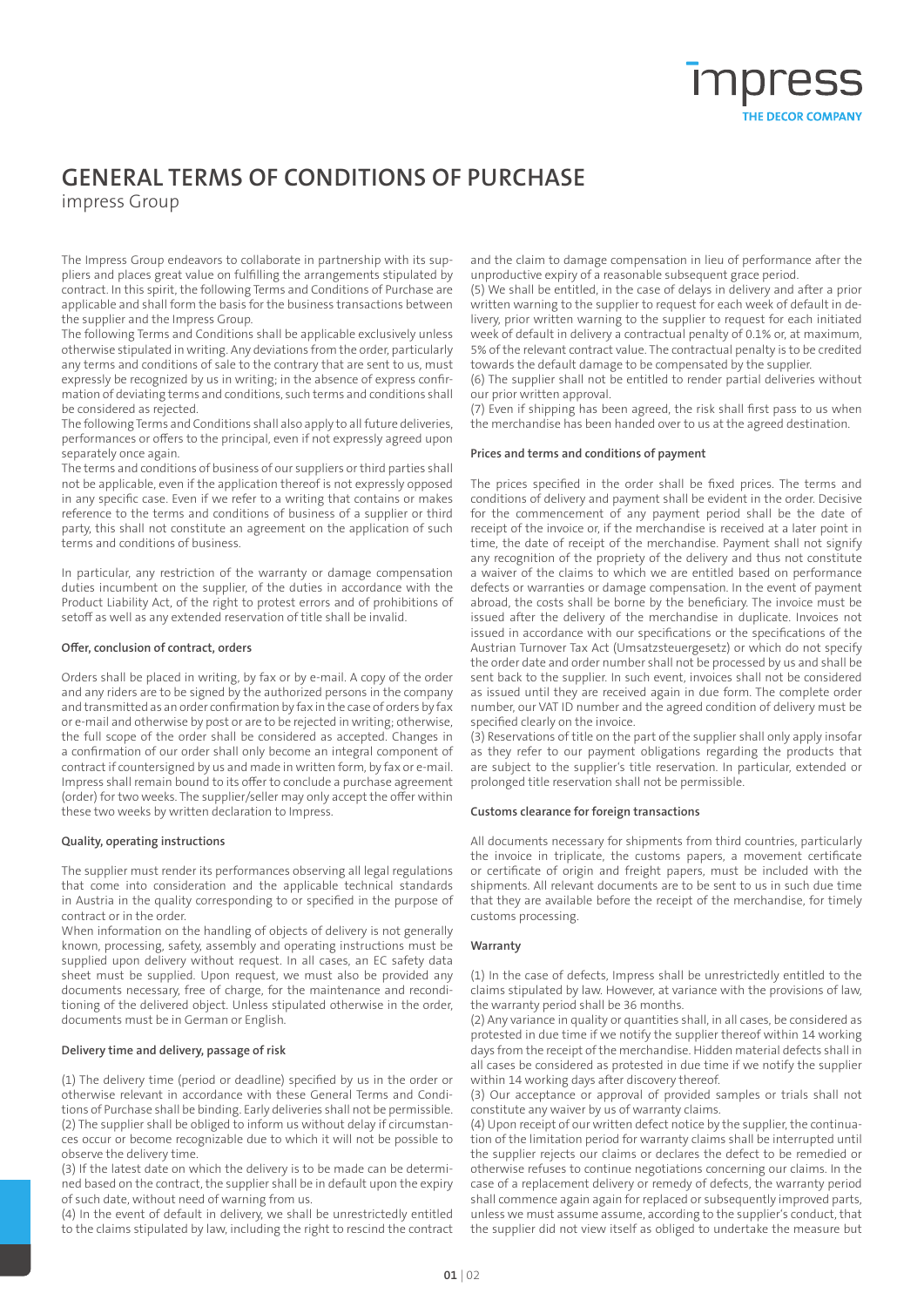# GENERAL TERMS OF CONDITIONS OF PURCHASE

impress Group

The Impress Group endeavors to collaborate in partnership with its suppliers and places great value on fulfilling the arrangements stipulated by contract. In this spirit, the following Terms and Conditions of Purchase are applicable and shall form the basis for the business transactions between the supplier and the Impress Group.

The following Terms and Conditions shall be applicable exclusively unless otherwise stipulated in writing. Any deviations from the order, particularly any terms and conditions of sale to the contrary that are sent to us, must expressly be recognized by us in writing; in the absence of express confirmation of deviating terms and conditions, such terms and conditions shall be considered as rejected.

The following Terms and Conditions shall also apply to all future deliveries, performances or offers to the principal, even if not expressly agreed upon separately once again.

The terms and conditions of business of our suppliers or third parties shall not be applicable, even if the application thereof is not expressly opposed in any specific case. Even if we refer to a writing that contains or makes reference to the terms and conditions of business of a supplier or third party, this shall not constitute an agreement on the application of such terms and conditions of business.

In particular, any restriction of the warranty or damage compensation duties incumbent on the supplier, of the duties in accordance with the Product Liability Act, of the right to protest errors and of prohibitions of setoff as well as any extended reservation of title shall be invalid.

### Offer, conclusion of contract, orders

Orders shall be placed in writing, by fax or by e-mail. A copy of the order and any riders are to be signed by the authorized persons in the company and transmitted as an order confirmation by fax in the case of orders by fax or e-mail and otherwise by post or are to be rejected in writing; otherwise, the full scope of the order shall be considered as accepted. Changes in a confirmation of our order shall only become an integral component of contract if countersigned by us and made in written form, by fax or e-mail. Impress shall remain bound to its offer to conclude a purchase agreement (order) for two weeks. The supplier/seller may only accept the offer within these two weeks by written declaration to Impress.

### Quality, operating instructions

The supplier must render its performances observing all legal regulations that come into consideration and the applicable technical standards in Austria in the quality corresponding to or specified in the purpose of contract or in the order.

When information on the handling of objects of delivery is not generally known, processing, safety, assembly and operating instructions must be supplied upon delivery without request. In all cases, an EC safety data sheet must be supplied. Upon request, we must also be provided any documents necessary, free of charge, for the maintenance and reconditioning of the delivered object. Unless stipulated otherwise in the order, documents must be in German or English.

### Delivery time and delivery, passage of risk

(1) The delivery time (period or deadline) specified by us in the order or otherwise relevant in accordance with these General Terms and Conditions of Purchase shall be binding. Early deliveries shall not be permissible.

(2) The supplier shall be obliged to inform us without delay if circumstances occur or become recognizable due to which it will not be possible to observe the delivery time.

(3) If the latest date on which the delivery is to be made can be determined based on the contract, the supplier shall be in default upon the expiry of such date, without need of warning from us.

(4) In the event of default in delivery, we shall be unrestrictedly entitled to the claims stipulated by law, including the right to rescind the contract and the claim to damage compensation in lieu of performance after the unproductive expiry of a reasonable subsequent grace period.

(5) We shall be entitled, in the case of delays in delivery and after a prior written warning to the supplier to request for each week of default in delivery, prior written warning to the supplier to request for each initiated week of default in delivery a contractual penalty of 0.1% or, at maximum, 5% of the relevant contract value. The contractual penalty is to be credited towards the default damage to be compensated by the supplier.

(6) The supplier shall not be entitled to render partial deliveries without our prior written approval.

(7) Even if shipping has been agreed, the risk shall first pass to us when the merchandise has been handed over to us at the agreed destination.

### Prices and terms and conditions of payment

The prices specified in the order shall be fixed prices. The terms and conditions of delivery and payment shall be evident in the order. Decisive for the commencement of any payment period shall be the date of receipt of the invoice or, if the merchandise is received at a later point in time, the date of receipt of the merchandise. Payment shall not signify any recognition of the propriety of the delivery and thus not constitute a waiver of the claims to which we are entitled based on performance defects or warranties or damage compensation. In the event of payment abroad, the costs shall be borne by the beneficiary. The invoice must be issued after the delivery of the merchandise in duplicate. Invoices not issued in accordance with our specifications or the specifications of the Austrian Turnover Tax Act (Umsatzsteuergesetz) or which do not specify the order date and order number shall not be processed by us and shall be sent back to the supplier. In such event, invoices shall not be considered as issued until they are received again in due form. The complete order number, our VAT ID number and the agreed condition of delivery must be specified clearly on the invoice.

(3) Reservations of title on the part of the supplier shall only apply insofar as they refer to our payment obligations regarding the products that are subject to the supplier's title reservation. In particular, extended or prolonged title reservation shall not be permissible.

### Customs clearance for foreign transactions

All documents necessary for shipments from third countries, particularly the invoice in triplicate, the customs papers, a movement certificate or certificate of origin and freight papers, must be included with the shipments. All relevant documents are to be sent to us in such due time that they are available before the receipt of the merchandise, for timely customs processing.

### Warranty

(1) In the case of defects, Impress shall be unrestrictedly entitled to the claims stipulated by law. However, at variance with the provisions of law, the warranty period shall be 36 months.

(2) Any variance in quality or quantities shall, in all cases, be considered as protested in due time if we notify the supplier thereof within 14 working days from the receipt of the merchandise. Hidden material defects shall in all cases be considered as protested in due time if we notify the supplier within 14 working days after discovery thereof.

(3) Our acceptance or approval of provided samples or trials shall not constitute any waiver by us of warranty claims.

(4) Upon receipt of our written defect notice by the supplier, the continuation of the limitation period for warranty claims shall be interrupted until the supplier rejects our claims or declares the defect to be remedied or otherwise refuses to continue negotiations concerning our claims. In the case of a replacement delivery or remedy of defects, the warranty period shall commence again again for replaced or subsequently improved parts, unless we must assume assume, according to the supplier's conduct, that the supplier did not view itself as obliged to undertake the measure but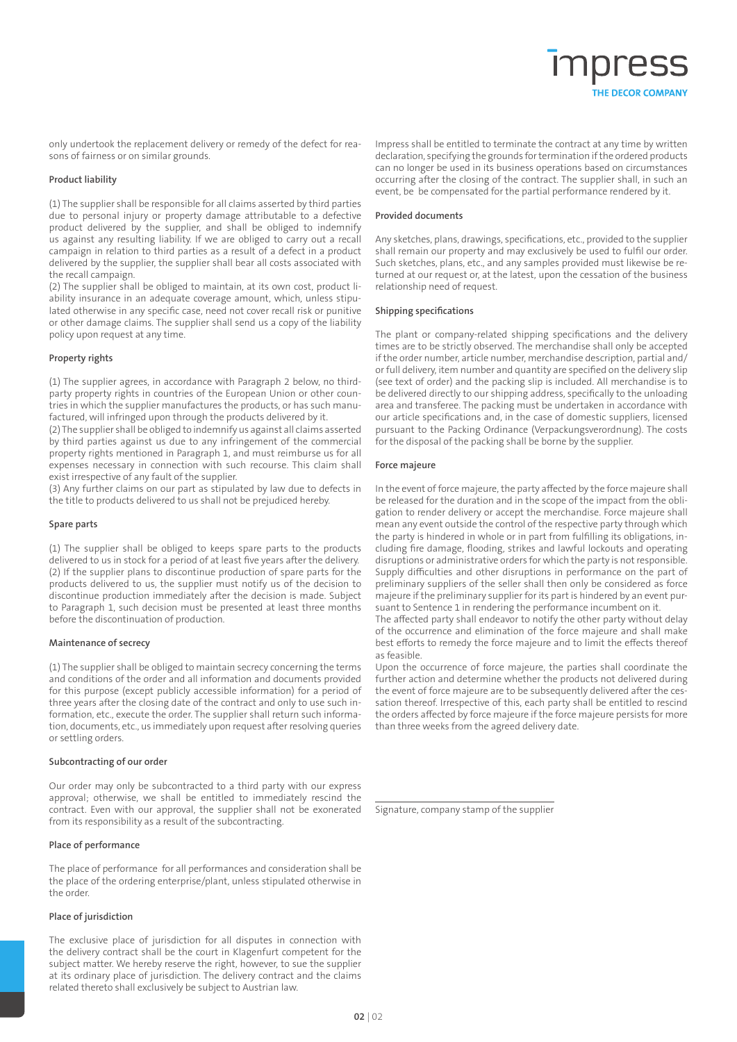only undertook the replacement delivery or remedy of the defect for reasons of fairness or on similar grounds.

#### Product liability

(1) The supplier shall be responsible for all claims asserted by third parties due to personal injury or property damage attributable to a defective product delivered by the supplier, and shall be obliged to indemnify us against any resulting liability. If we are obliged to carry out a recall campaign in relation to third parties as a result of a defect in a product delivered by the supplier, the supplier shall bear all costs associated with the recall campaign.
(2) The supplier shall be obliged to maintain, at its own cost, product liability insurance in an adequate coverage amount, which, unless stipulated otherwise in any specific case, need not cover recall risk or punitive or other damage claims. The supplier shall send us a copy of the liability policy upon request at any time.

#### Property rights

(1) The supplier agrees, in accordance with Paragraph 2 below, no third-party property rights in countries of the European Union or other countries in which the supplier manufactures the products, or has such manufactured, will infringed upon through the products delivered by it.
(2) The supplier shall be obliged to indemnify us against all claims asserted by third parties against us due to any infringement of the commercial property rights mentioned in Paragraph 1, and must reimburse us for all expenses necessary in connection with such recourse. This claim shall exist irrespective of any fault of the supplier.
(3) Any further claims on our part as stipulated by law due to defects in the title to products delivered to us shall not be prejudiced hereby.

#### Spare parts

(1) The supplier shall be obliged to keeps spare parts to the products delivered to us in stock for a period of at least five years after the delivery.
(2) If the supplier plans to discontinue production of spare parts for the products delivered to us, the supplier must notify us of the decision to discontinue production immediately after the decision is made. Subject to Paragraph 1, such decision must be presented at least three months before the discontinuation of production.

#### Maintenance of secrecy

(1) The supplier shall be obliged to maintain secrecy concerning the terms and conditions of the order and all information and documents provided for this purpose (except publicly accessible information) for a period of three years after the closing date of the contract and only to use such information, etc., execute the order. The supplier shall return such information, documents, etc., us immediately upon request after resolving queries or settling orders.

#### Subcontracting of our order

Our order may only be subcontracted to a third party with our express approval; otherwise, we shall be entitled to immediately rescind the contract. Even with our approval, the supplier shall not be exonerated from its responsibility as a result of the subcontracting.

#### Place of performance

The place of performance for all performances and consideration shall be the place of the ordering enterprise/plant, unless stipulated otherwise in the order.

#### Place of jurisdiction

The exclusive place of jurisdiction for all disputes in connection with the delivery contract shall be the court in Klagenfurt competent for the subject matter. We hereby reserve the right, however, to sue the supplier at its ordinary place of jurisdiction. The delivery contract and the claims related thereto shall exclusively be subject to Austrian law.

Impress shall be entitled to terminate the contract at any time by written declaration, specifying the grounds for termination if the ordered products can no longer be used in its business operations based on circumstances occurring after the closing of the contract. The supplier shall, in such an event, be be compensated for the partial performance rendered by it.

#### Provided documents

Any sketches, plans, drawings, specifications, etc., provided to the supplier shall remain our property and may exclusively be used to fulfil our order. Such sketches, plans, etc., and any samples provided must likewise be returned at our request or, at the latest, upon the cessation of the business relationship need of request.

#### Shipping specifications

The plant or company-related shipping specifications and the delivery times are to be strictly observed. The merchandise shall only be accepted if the order number, article number, merchandise description, partial and/or full delivery, item number and quantity are specified on the delivery slip (see text of order) and the packing slip is included. All merchandise is to be delivered directly to our shipping address, specifically to the unloading area and transferee. The packing must be undertaken in accordance with our article specifications and, in the case of domestic suppliers, licensed pursuant to the Packing Ordinance (Verpackungsverordnung). The costs for the disposal of the packing shall be borne by the supplier.

#### Force majeure

In the event of force majeure, the party affected by the force majeure shall be released for the duration and in the scope of the impact from the obligation to render delivery or accept the merchandise. Force majeure shall mean any event outside the control of the respective party through which the party is hindered in whole or in part from fulfilling its obligations, including fire damage, flooding, strikes and lawful lockouts and operating disruptions or administrative orders for which the party is not responsible. Supply difficulties and other disruptions in performance on the part of preliminary suppliers of the seller shall then only be considered as force majeure if the preliminary supplier for its part is hindered by an event pursuant to Sentence 1 in rendering the performance incumbent on it.
The affected party shall endeavor to notify the other party without delay of the occurrence and elimination of the force majeure and shall make best efforts to remedy the force majeure and to limit the effects thereof as feasible.
Upon the occurrence of force majeure, the parties shall coordinate the further action and determine whether the products not delivered during the event of force majeure are to be subsequently delivered after the cessation thereof. Irrespective of this, each party shall be entitled to rescind the orders affected by force majeure if the force majeure persists for more than three weeks from the agreed delivery date.

Signature, company stamp of the supplier